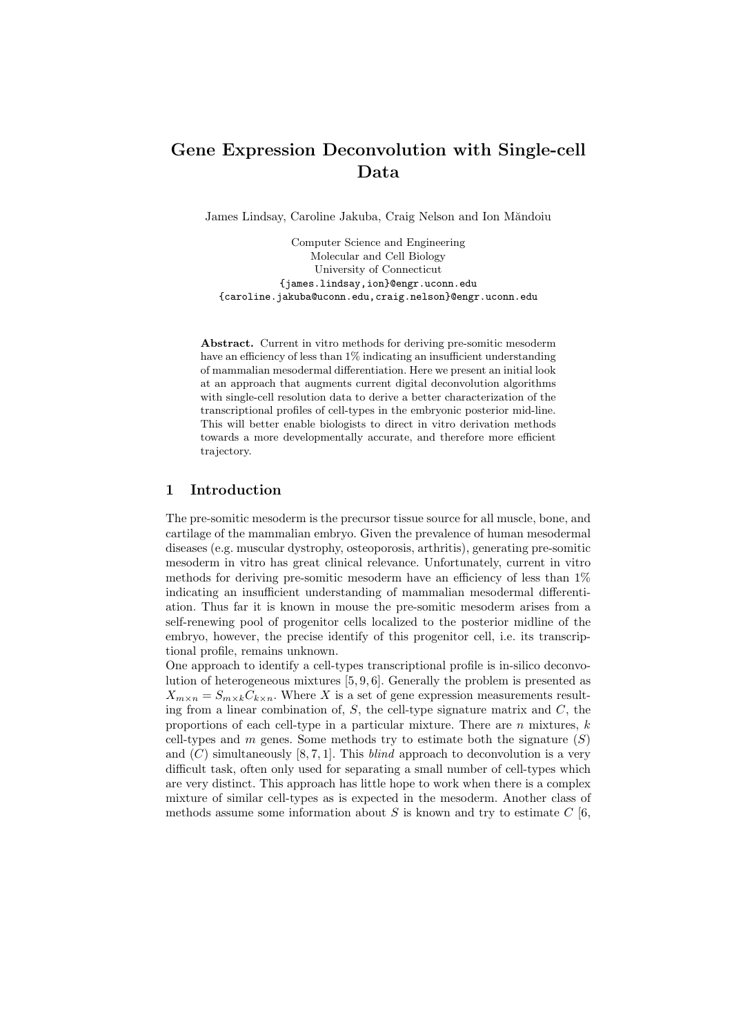# Gene Expression Deconvolution with Single-cell Data

James Lindsay, Caroline Jakuba, Craig Nelson and Ion Măndoiu

Computer Science and Engineering
Molecular and Cell Biology
University of Connecticut
{james.lindsay,ion}@engr.uconn.edu
{caroline.jakuba@uconn.edu,craig.nelson}@engr.uconn.edu

**Abstract.** Current in vitro methods for deriving pre-somitic mesoderm have an efficiency of less than 1% indicating an insufficient understanding of mammalian mesodermal differentiation. Here we present an initial look at an approach that augments current digital deconvolution algorithms with single-cell resolution data to derive a better characterization of the transcriptional profiles of cell-types in the embryonic posterior mid-line. This will better enable biologists to direct in vitro derivation methods towards a more developmentally accurate, and therefore more efficient trajectory.

## 1 Introduction

The pre-somitic mesoderm is the precursor tissue source for all muscle, bone, and cartilage of the mammalian embryo. Given the prevalence of human mesodermal diseases (e.g. muscular dystrophy, osteoporosis, arthritis), generating pre-somitic mesoderm in vitro has great clinical relevance. Unfortunately, current in vitro methods for deriving pre-somitic mesoderm have an efficiency of less than 1% indicating an insufficient understanding of mammalian mesodermal differentiation. Thus far it is known in mouse the pre-somitic mesoderm arises from a self-renewing pool of progenitor cells localized to the posterior midline of the embryo, however, the precise identify of this progenitor cell, i.e. its transcriptional profile, remains unknown.

One approach to identify a cell-types transcriptional profile is in-silico deconvolution of heterogeneous mixtures [5, 9, 6]. Generally the problem is presented as $X_{m \times n} = S_{m \times k} C_{k \times n}$. Where $X$ is a set of gene expression measurements resulting from a linear combination of, $S$, the cell-type signature matrix and $C$, the proportions of each cell-type in a particular mixture. There are $n$ mixtures, $k$ cell-types and $m$ genes. Some methods try to estimate both the signature ($S$) and ($C$) simultaneously [8, 7, 1]. This *blind* approach to deconvolution is a very difficult task, often only used for separating a small number of cell-types which are very distinct. This approach has little hope to work when there is a complex mixture of similar cell-types as is expected in the mesoderm. Another class of methods assume some information about $S$ is known and try to estimate $C$ [6,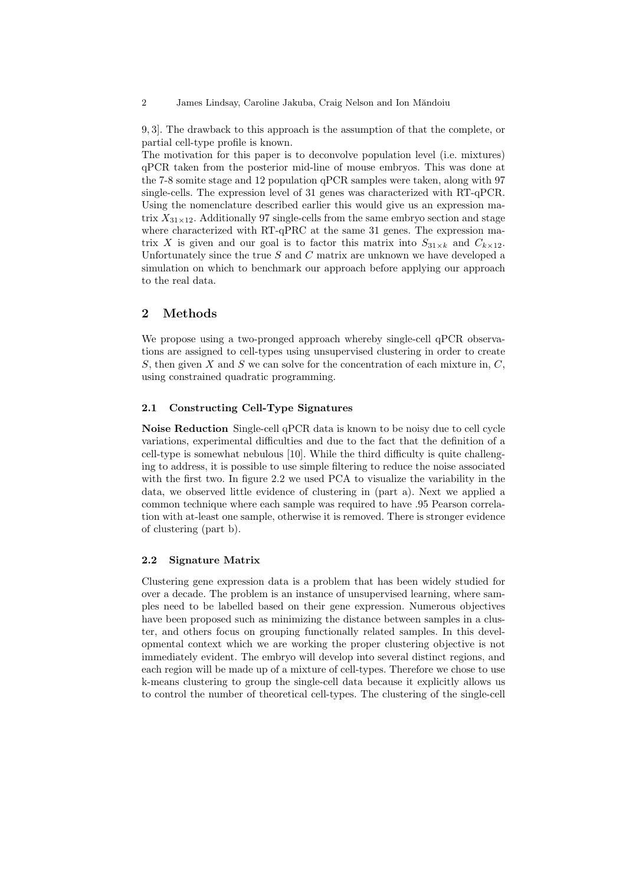9, 3]. The drawback to this approach is the assumption of that the complete, or partial cell-type profile is known.

The motivation for this paper is to deconvolve population level (i.e. mixtures) qPCR taken from the posterior mid-line of mouse embryos. This was done at the 7-8 somite stage and 12 population qPCR samples were taken, along with 97 single-cells. The expression level of 31 genes was characterized with RT-qPCR. Using the nomenclature described earlier this would give us an expression matrix $X_{31\times12}$. Additionally 97 single-cells from the same embryo section and stage where characterized with RT-qPRC at the same 31 genes. The expression matrix $X$ is given and our goal is to factor this matrix into $S_{31\times k}$ and $C_{k\times12}$. Unfortunately since the true $S$ and $C$ matrix are unknown we have developed a simulation on which to benchmark our approach before applying our approach to the real data.

## 2 Methods

We propose using a two-pronged approach whereby single-cell qPCR observations are assigned to cell-types using unsupervised clustering in order to create $S$, then given $X$ and $S$ we can solve for the concentration of each mixture in, $C$, using constrained quadratic programming.

### 2.1 Constructing Cell-Type Signatures

**Noise Reduction** Single-cell qPCR data is known to be noisy due to cell cycle variations, experimental difficulties and due to the fact that the definition of a cell-type is somewhat nebulous [10]. While the third difficulty is quite challenging to address, it is possible to use simple filtering to reduce the noise associated with the first two. In figure 2.2 we used PCA to visualize the variability in the data, we observed little evidence of clustering in (part a). Next we applied a common technique where each sample was required to have .95 Pearson correlation with at-least one sample, otherwise it is removed. There is stronger evidence of clustering (part b).

### 2.2 Signature Matrix

Clustering gene expression data is a problem that has been widely studied for over a decade. The problem is an instance of unsupervised learning, where samples need to be labelled based on their gene expression. Numerous objectives have been proposed such as minimizing the distance between samples in a cluster, and others focus on grouping functionally related samples. In this developmental context which we are working the proper clustering objective is not immediately evident. The embryo will develop into several distinct regions, and each region will be made up of a mixture of cell-types. Therefore we chose to use k-means clustering to group the single-cell data because it explicitly allows us to control the number of theoretical cell-types. The clustering of the single-cell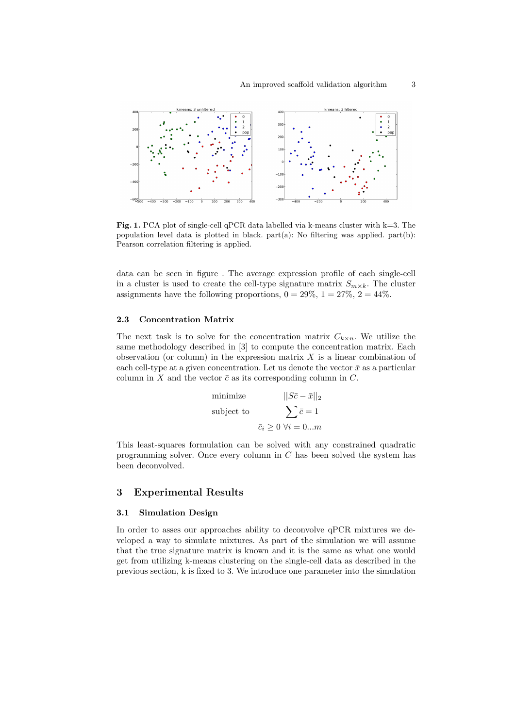**Fig. 1.** PCA plot of single-cell qPCR data labelled via k-means cluster with k=3. The population level data is plotted in black. part(a): No filtering was applied. part(b): Pearson correlation filtering is applied.

data can be seen in figure . The average expression profile of each single-cell in a cluster is used to create the cell-type signature matrix $S_{m \times k}$. The cluster assignments have the following proportions, $0 = 29\%$, $1 = 27\%$, $2 = 44\%$.

### 2.3 Concentration Matrix

The next task is to solve for the concentration matrix $C_{k \times n}$. We utilize the same methodology described in [3] to compute the concentration matrix. Each observation (or column) in the expression matrix $X$ is a linear combination of each cell-type at a given concentration. Let us denote the vector $\bar{x}$ as a particular column in $X$ and the vector $\bar{c}$ as its corresponding column in $C$.

$$
\begin{aligned}
\text{minimize} \quad & ||S\bar{c} - \bar{x}||_2 \\
\text{subject to} \quad & \sum \bar{c} = 1 \\
& \bar{c}_i \geq 0 \ \forall i = 0...m
\end{aligned}
$$

This least-squares formulation can be solved with any constrained quadratic programming solver. Once every column in $C$ has been solved the system has been deconvolved.

## 3 Experimental Results

### 3.1 Simulation Design

In order to asses our approaches ability to deconvolve qPCR mixtures we developed a way to simulate mixtures. As part of the simulation we will assume that the true signature matrix is known and it is the same as what one would get from utilizing k-means clustering on the single-cell data as described in the previous section, k is fixed to 3. We introduce one parameter into the simulation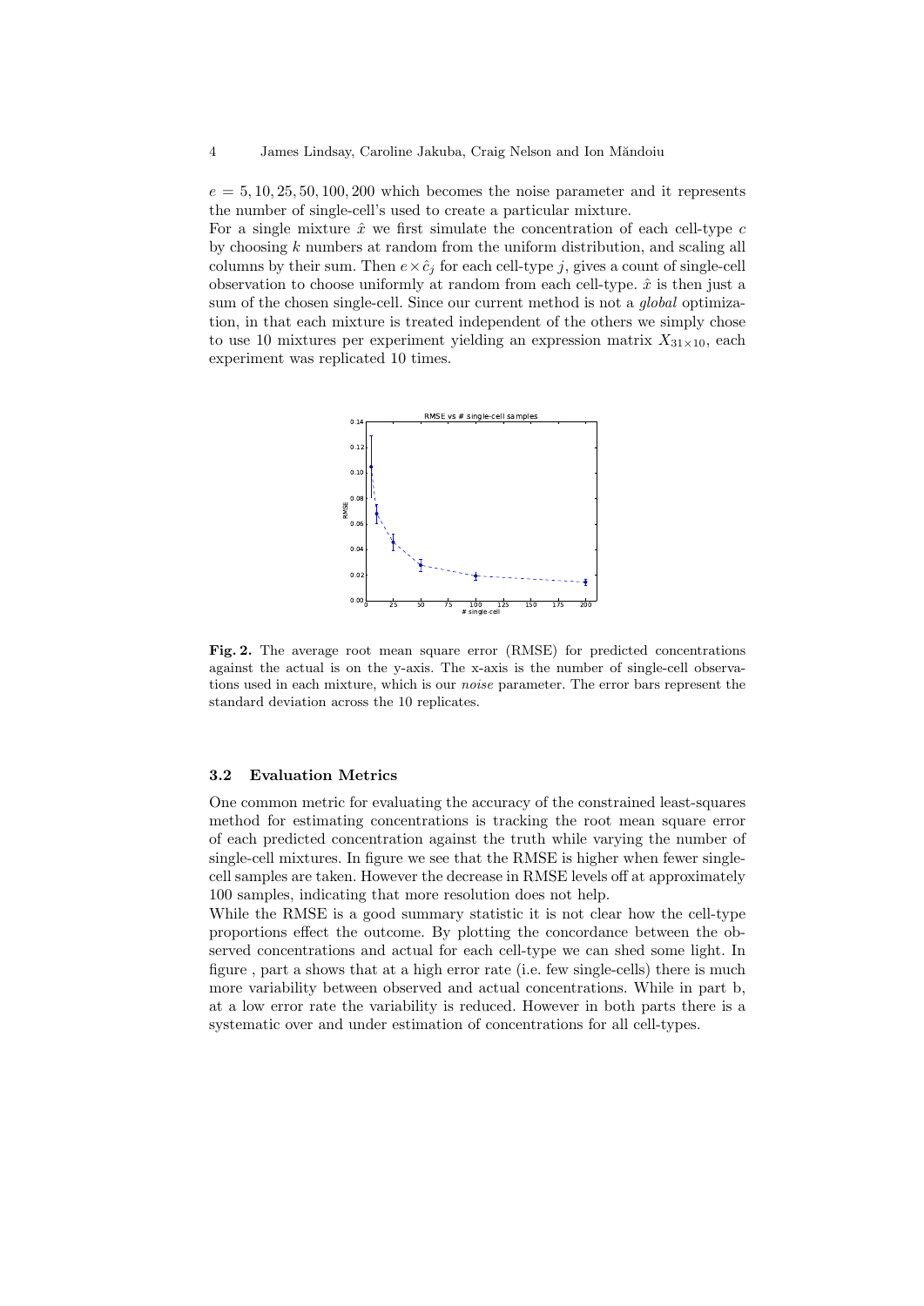$e = 5, 10, 25, 50, 100, 200$ which becomes the noise parameter and it represents the number of single-cell's used to create a particular mixture.

For a single mixture $\hat{x}$ we first simulate the concentration of each cell-type $c$ by choosing $k$ numbers at random from the uniform distribution, and scaling all columns by their sum. Then $e \times \hat{c}_j$ for each cell-type $j$, gives a count of single-cell observation to choose uniformly at random from each cell-type. $\hat{x}$ is then just a sum of the chosen single-cell. Since our current method is not a *global* optimization, in that each mixture is treated independent of the others we simply chose to use 10 mixtures per experiment yielding an expression matrix $X_{31 \times 10}$, each experiment was replicated 10 times.

**Fig. 2.** The average root mean square error (RMSE) for predicted concentrations against the actual is on the y-axis. The x-axis is the number of single-cell observations used in each mixture, which is our *noise* parameter. The error bars represent the standard deviation across the 10 replicates.

### 3.2 Evaluation Metrics

One common metric for evaluating the accuracy of the constrained least-squares method for estimating concentrations is tracking the root mean square error of each predicted concentration against the truth while varying the number of single-cell mixtures. In figure we see that the RMSE is higher when fewer single-cell samples are taken. However the decrease in RMSE levels off at approximately 100 samples, indicating that more resolution does not help.

While the RMSE is a good summary statistic it is not clear how the cell-type proportions effect the outcome. By plotting the concordance between the observed concentrations and actual for each cell-type we can shed some light. In figure , part a shows that at a high error rate (i.e. few single-cells) there is much more variability between observed and actual concentrations. While in part b, at a low error rate the variability is reduced. However in both parts there is a systematic over and under estimation of concentrations for all cell-types.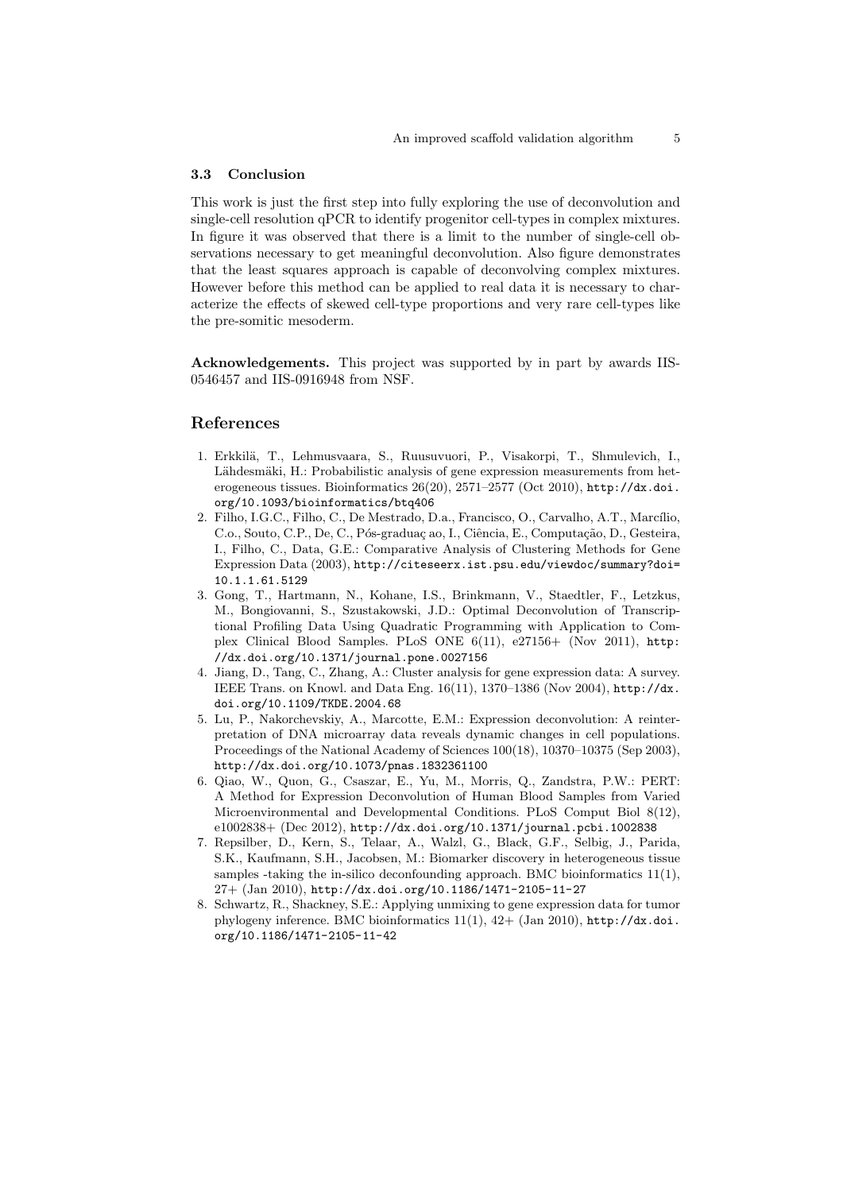### 3.3 Conclusion

This work is just the first step into fully exploring the use of deconvolution and single-cell resolution qPCR to identify progenitor cell-types in complex mixtures. In figure it was observed that there is a limit to the number of single-cell observations necessary to get meaningful deconvolution. Also figure demonstrates that the least squares approach is capable of deconvolving complex mixtures. However before this method can be applied to real data it is necessary to characterize the effects of skewed cell-type proportions and very rare cell-types like the pre-somitic mesoderm.

**Acknowledgements.** This project was supported by in part by awards IIS-0546457 and IIS-0916948 from NSF.

## References

1. Erkkilä, T., Lehmusvaara, S., Ruusuvuori, P., Visakorpi, T., Shmulevich, I., Lähdesmäki, H.: Probabilistic analysis of gene expression measurements from heterogeneous tissues. Bioinformatics 26(20), 2571–2577 (Oct 2010), http://dx.doi.org/10.1093/bioinformatics/btq406
2. Filho, I.G.C., Filho, C., De Mestrado, D.a., Francisco, O., Carvalho, A.T., Marcílio, C.o., Souto, C.P., De, C., Pós-graduaç ao, I., Ciência, E., Computação, D., Gesteira, I., Filho, C., Data, G.E.: Comparative Analysis of Clustering Methods for Gene Expression Data (2003), http://citeseerx.ist.psu.edu/viewdoc/summary?doi=10.1.1.61.5129
3. Gong, T., Hartmann, N., Kohane, I.S., Brinkmann, V., Staedtler, F., Letzkus, M., Bongiovanni, S., Szustakowski, J.D.: Optimal Deconvolution of Transcriptional Profiling Data Using Quadratic Programming with Application to Complex Clinical Blood Samples. PLoS ONE 6(11), e27156+ (Nov 2011), http://dx.doi.org/10.1371/journal.pone.0027156
4. Jiang, D., Tang, C., Zhang, A.: Cluster analysis for gene expression data: A survey. IEEE Trans. on Knowl. and Data Eng. 16(11), 1370–1386 (Nov 2004), http://dx.doi.org/10.1109/TKDE.2004.68
5. Lu, P., Nakorchevskiy, A., Marcotte, E.M.: Expression deconvolution: A reinterpretation of DNA microarray data reveals dynamic changes in cell populations. Proceedings of the National Academy of Sciences 100(18), 10370–10375 (Sep 2003), http://dx.doi.org/10.1073/pnas.1832361100
6. Qiao, W., Quon, G., Csaszar, E., Yu, M., Morris, Q., Zandstra, P.W.: PERT: A Method for Expression Deconvolution of Human Blood Samples from Varied Microenvironmental and Developmental Conditions. PLoS Comput Biol 8(12), e1002838+ (Dec 2012), http://dx.doi.org/10.1371/journal.pcbi.1002838
7. Repsilber, D., Kern, S., Telaar, A., Walzl, G., Black, G.F., Selbig, J., Parida, S.K., Kaufmann, S.H., Jacobsen, M.: Biomarker discovery in heterogeneous tissue samples -taking the in-silico deconfounding approach. BMC bioinformatics 11(1), 27+ (Jan 2010), http://dx.doi.org/10.1186/1471-2105-11-27
8. Schwartz, R., Shackney, S.E.: Applying unmixing to gene expression data for tumor phylogeny inference. BMC bioinformatics 11(1), 42+ (Jan 2010), http://dx.doi.org/10.1186/1471-2105-11-42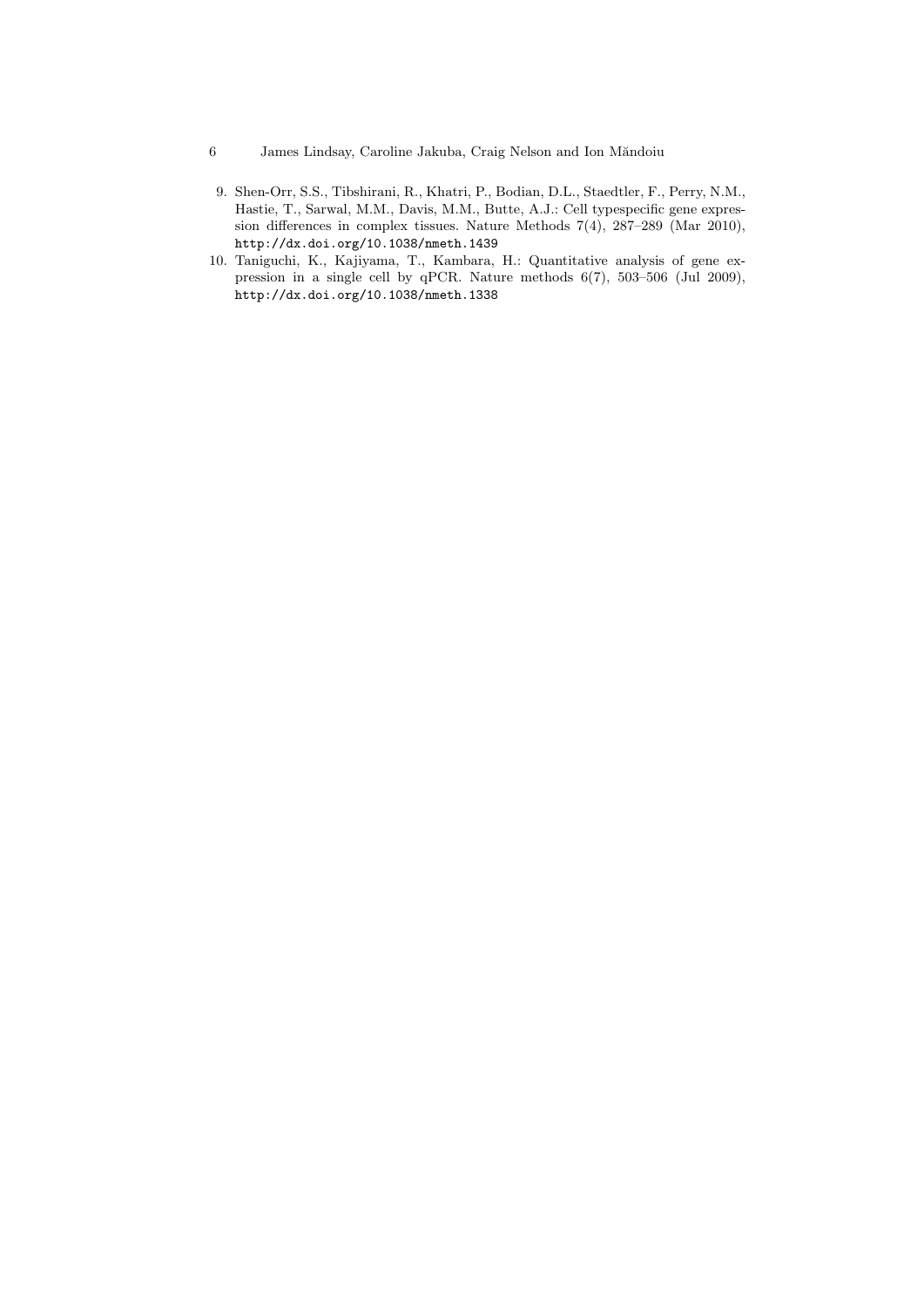9. Shen-Orr, S.S., Tibshirani, R., Khatri, P., Bodian, D.L., Staedtler, F., Perry, N.M., Hastie, T., Sarwal, M.M., Davis, M.M., Butte, A.J.: Cell typespecific gene expression differences in complex tissues. Nature Methods 7(4), 287–289 (Mar 2010), http://dx.doi.org/10.1038/nmeth.1439
10. Taniguchi, K., Kajiyama, T., Kambara, H.: Quantitative analysis of gene expression in a single cell by qPCR. Nature methods 6(7), 503–506 (Jul 2009), http://dx.doi.org/10.1038/nmeth.1338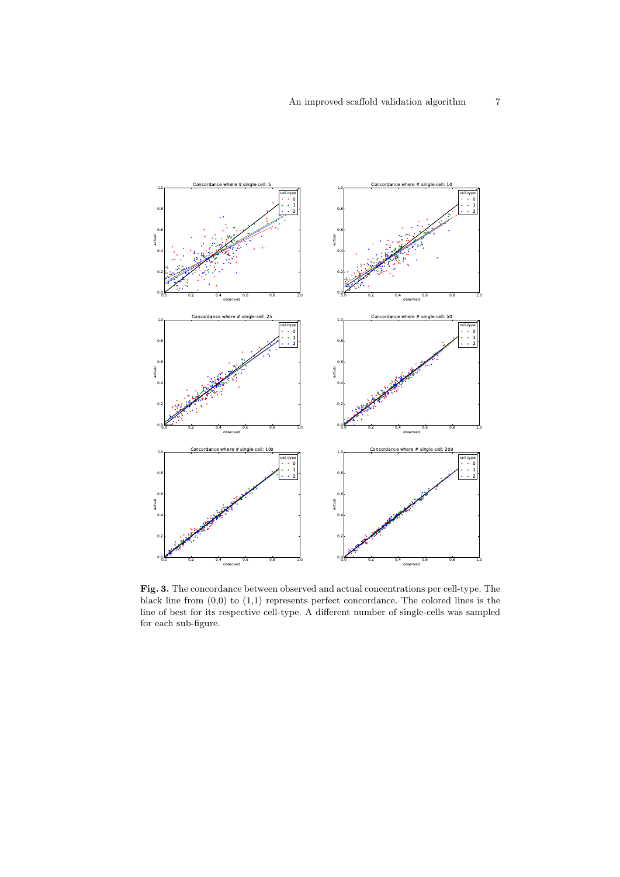Concordance where # single-cell: 5

actual

observed

cell-type
0
1
2

Concordance where # single-cell: 10

Concordance where # single-cell: 25

Concordance where # single-cell: 50

Concordance where # single-cell: 100

Concordance where # single-cell: 200

**Fig. 3.** The concordance between observed and actual concentrations per cell-type. The black line from (0,0) to (1,1) represents perfect concordance. The colored lines is the line of best for its respective cell-type. A different number of single-cells was sampled for each sub-figure.